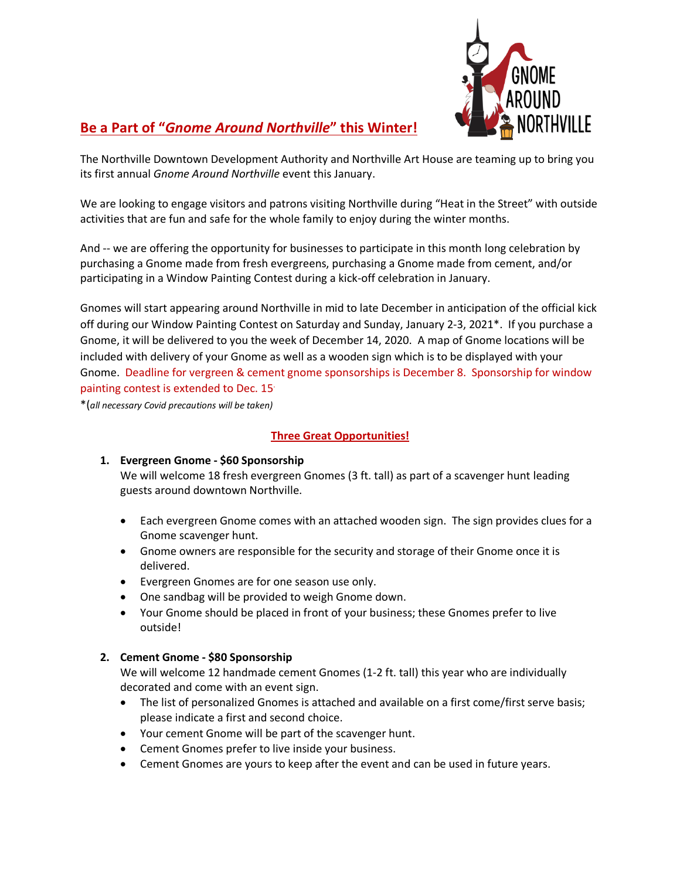## Be a Part of "*Gnome Around Northville*" this Winter!

The Northville Downtown Development Authority and Northville Art House are teaming up to bring you its first annual *Gnome Around Northville* event this January.

We are looking to engage visitors and patrons visiting Northville during "Heat in the Street" with outside activities that are fun and safe for the whole family to enjoy during the winter months.

And -- we are offering the opportunity for businesses to participate in this month long celebration by purchasing a Gnome made from fresh evergreens, purchasing a Gnome made from cement, and/or participating in a Window Painting Contest during a kick-off celebration in January.

Gnomes will start appearing around Northville in mid to late December in anticipation of the official kick off during our Window Painting Contest on Saturday and Sunday, January 2-3, 2021*. If you purchase a Gnome, it will be delivered to you the week of December 14, 2020. A map of Gnome locations will be included with delivery of your Gnome as well as a wooden sign which is to be displayed with your Gnome. Deadline for vergreen & cement gnome sponsorships is December 8. Sponsorship for window painting contest is extended to Dec. 15.

*(*all necessary Covid precautions will be taken)*

### Three Great Opportunities!

1. **Evergreen Gnome - $60 Sponsorship**
   We will welcome 18 fresh evergreen Gnomes (3 ft. tall) as part of a scavenger hunt leading guests around downtown Northville.

   - Each evergreen Gnome comes with an attached wooden sign. The sign provides clues for a Gnome scavenger hunt.
   - Gnome owners are responsible for the security and storage of their Gnome once it is delivered.
   - Evergreen Gnomes are for one season use only.
   - One sandbag will be provided to weigh Gnome down.
   - Your Gnome should be placed in front of your business; these Gnomes prefer to live outside!

2. **Cement Gnome - $80 Sponsorship**
   We will welcome 12 handmade cement Gnomes (1-2 ft. tall) this year who are individually decorated and come with an event sign.
   - The list of personalized Gnomes is attached and available on a first come/first serve basis; please indicate a first and second choice.
   - Your cement Gnome will be part of the scavenger hunt.
   - Cement Gnomes prefer to live inside your business.
   - Cement Gnomes are yours to keep after the event and can be used in future years.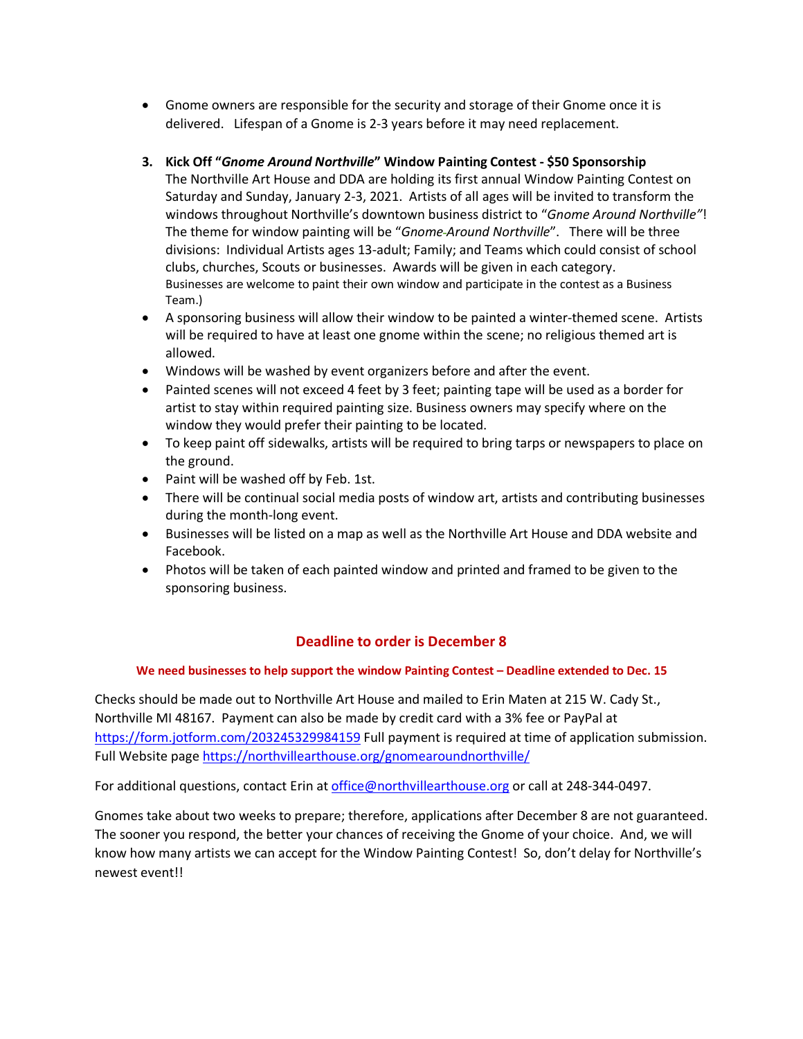- Gnome owners are responsible for the security and storage of their Gnome once it is delivered. Lifespan of a Gnome is 2-3 years before it may need replacement.

3. **Kick Off "*Gnome Around Northville*" Window Painting Contest - $50 Sponsorship**
   The Northville Art House and DDA are holding its first annual Window Painting Contest on Saturday and Sunday, January 2-3, 2021. Artists of all ages will be invited to transform the windows throughout Northville's downtown business district to "*Gnome Around Northville"*! The theme for window painting will be "*Gnome Around Northville*". There will be three divisions: Individual Artists ages 13-adult; Family; and Teams which could consist of school clubs, churches, Scouts or businesses. Awards will be given in each category.
   Businesses are welcome to paint their own window and participate in the contest as a Business Team.)

- A sponsoring business will allow their window to be painted a winter-themed scene. Artists will be required to have at least one gnome within the scene; no religious themed art is allowed.
- Windows will be washed by event organizers before and after the event.
- Painted scenes will not exceed 4 feet by 3 feet; painting tape will be used as a border for artist to stay within required painting size. Business owners may specify where on the window they would prefer their painting to be located.
- To keep paint off sidewalks, artists will be required to bring tarps or newspapers to place on the ground.
- Paint will be washed off by Feb. 1st.
- There will be continual social media posts of window art, artists and contributing businesses during the month-long event.
- Businesses will be listed on a map as well as the Northville Art House and DDA website and Facebook.
- Photos will be taken of each painted window and printed and framed to be given to the sponsoring business.

## Deadline to order is December 8

**We need businesses to help support the window Painting Contest – Deadline extended to Dec. 15**

Checks should be made out to Northville Art House and mailed to Erin Maten at 215 W. Cady St., Northville MI 48167. Payment can also be made by credit card with a 3% fee or PayPal at https://form.jotform.com/203245329984159 Full payment is required at time of application submission. Full Website page https://northvillearthouse.org/gnomearoundnorthville/

For additional questions, contact Erin at office@northvillearthouse.org or call at 248-344-0497.

Gnomes take about two weeks to prepare; therefore, applications after December 8 are not guaranteed. The sooner you respond, the better your chances of receiving the Gnome of your choice. And, we will know how many artists we can accept for the Window Painting Contest! So, don't delay for Northville's newest event!!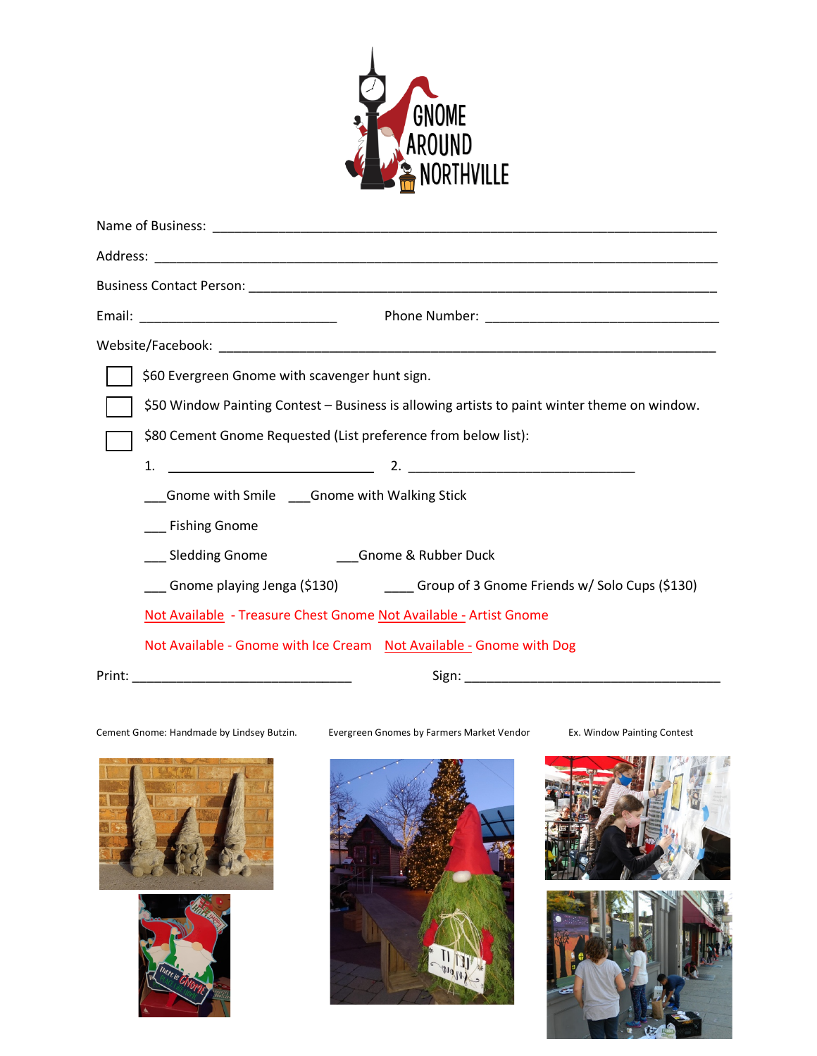GNOME AROUND NORTHVILLE

Name of Business: ______________________________________________________________________

Address: ___________________________________________________________________________

Business Contact Person: ________________________________________________________________

Email: ___________________________ Phone Number: _______________________________

Website/Facebook: ______________________________________________________________________

☐ $60 Evergreen Gnome with scavenger hunt sign.

☐ $50 Window Painting Contest – Business is allowing artists to paint winter theme on window.

☐ $80 Cement Gnome Requested (List preference from below list):

1. ____________________________ 2. _______________________________

___Gnome with Smile ___Gnome with Walking Stick

___ Fishing Gnome

___ Sledding Gnome ___Gnome & Rubber Duck

___ Gnome playing Jenga ($130) ____ Group of 3 Gnome Friends w/ Solo Cups ($130)

Not Available - Treasure Chest Gnome Not Available - Artist Gnome

Not Available - Gnome with Ice Cream Not Available - Gnome with Dog

Print: ______________________________ Sign: ___________________________________

Cement Gnome: Handmade by Lindsey Butzin.

Evergreen Gnomes by Farmers Market Vendor

Ex. Window Painting Contest